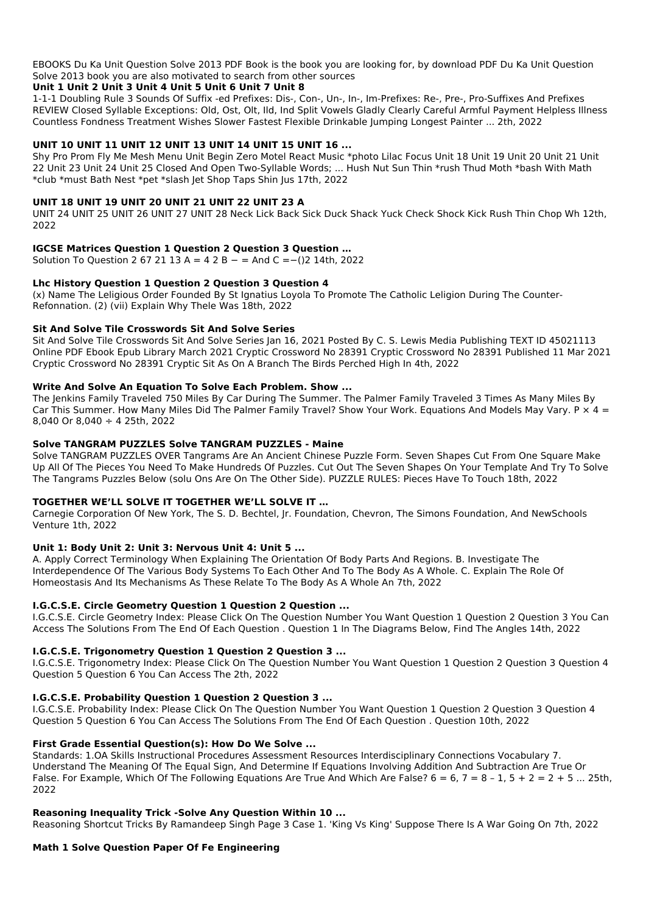EBOOKS Du Ka Unit Question Solve 2013 PDF Book is the book you are looking for, by download PDF Du Ka Unit Question Solve 2013 book you are also motivated to search from other sources

**Unit 1 Unit 2 Unit 3 Unit 4 Unit 5 Unit 6 Unit 7 Unit 8**

1-1-1 Doubling Rule 3 Sounds Of Suffix -ed Prefixes: Dis-, Con-, Un-, In-, Im-Prefixes: Re-, Pre-, Pro-Suffixes And Prefixes REVIEW Closed Syllable Exceptions: Old, Ost, Olt, Ild, Ind Split Vowels Gladly Clearly Careful Armful Payment Helpless Illness Countless Fondness Treatment Wishes Slower Fastest Flexible Drinkable Jumping Longest Painter ... 2th, 2022

**UNIT 10 UNIT 11 UNIT 12 UNIT 13 UNIT 14 UNIT 15 UNIT 16 ...**

Shy Pro Prom Fly Me Mesh Menu Unit Begin Zero Motel React Music *photo Lilac Focus Unit 18 Unit 19 Unit 20 Unit 21 Unit 22 Unit 23 Unit 24 Unit 25 Closed And Open Two-Syllable Words; ... Hush Nut Sun Thin *rush Thud Moth *bash With Math *club *must Bath Nest *pet *slash Jet Shop Taps Shin Jus 17th, 2022

**UNIT 18 UNIT 19 UNIT 20 UNIT 21 UNIT 22 UNIT 23 A**

UNIT 24 UNIT 25 UNIT 26 UNIT 27 UNIT 28 Neck Lick Back Sick Duck Shack Yuck Check Shock Kick Rush Thin Chop Wh 12th, 2022

**IGCSE Matrices Question 1 Question 2 Question 3 Question …**

Solution To Question 2 67 21 13 A = 4 2 B − = And C =−()2 14th, 2022

**Lhc History Question 1 Question 2 Question 3 Question 4**

(x) Name The Leligious Order Founded By St Ignatius Loyola To Promote The Catholic Leligion During The Counter-Refonnation. (2) (vii) Explain Why Thele Was 18th, 2022

**Sit And Solve Tile Crosswords Sit And Solve Series**

Sit And Solve Tile Crosswords Sit And Solve Series Jan 16, 2021 Posted By C. S. Lewis Media Publishing TEXT ID 45021113 Online PDF Ebook Epub Library March 2021 Cryptic Crossword No 28391 Cryptic Crossword No 28391 Published 11 Mar 2021 Cryptic Crossword No 28391 Cryptic Sit As On A Branch The Birds Perched High In 4th, 2022

**Write And Solve An Equation To Solve Each Problem. Show ...**

The Jenkins Family Traveled 750 Miles By Car During The Summer. The Palmer Family Traveled 3 Times As Many Miles By Car This Summer. How Many Miles Did The Palmer Family Travel? Show Your Work. Equations And Models May Vary. $P \times 4 = 8{,}040$ Or $8{,}040 \div 4$ 25th, 2022

**Solve TANGRAM PUZZLES Solve TANGRAM PUZZLES - Maine**

Solve TANGRAM PUZZLES OVER Tangrams Are An Ancient Chinese Puzzle Form. Seven Shapes Cut From One Square Make Up All Of The Pieces You Need To Make Hundreds Of Puzzles. Cut Out The Seven Shapes On Your Template And Try To Solve The Tangrams Puzzles Below (solu Ons Are On The Other Side). PUZZLE RULES: Pieces Have To Touch 18th, 2022

**TOGETHER WE'LL SOLVE IT TOGETHER WE'LL SOLVE IT …**

Carnegie Corporation Of New York, The S. D. Bechtel, Jr. Foundation, Chevron, The Simons Foundation, And NewSchools Venture 1th, 2022

**Unit 1: Body Unit 2: Unit 3: Nervous Unit 4: Unit 5 ...**

A. Apply Correct Terminology When Explaining The Orientation Of Body Parts And Regions. B. Investigate The Interdependence Of The Various Body Systems To Each Other And To The Body As A Whole. C. Explain The Role Of Homeostasis And Its Mechanisms As These Relate To The Body As A Whole An 7th, 2022

**I.G.C.S.E. Circle Geometry Question 1 Question 2 Question ...**

I.G.C.S.E. Circle Geometry Index: Please Click On The Question Number You Want Question 1 Question 2 Question 3 You Can Access The Solutions From The End Of Each Question . Question 1 In The Diagrams Below, Find The Angles 14th, 2022

**I.G.C.S.E. Trigonometry Question 1 Question 2 Question 3 ...**

I.G.C.S.E. Trigonometry Index: Please Click On The Question Number You Want Question 1 Question 2 Question 3 Question 4 Question 5 Question 6 You Can Access The 2th, 2022

**I.G.C.S.E. Probability Question 1 Question 2 Question 3 ...**

I.G.C.S.E. Probability Index: Please Click On The Question Number You Want Question 1 Question 2 Question 3 Question 4 Question 5 Question 6 You Can Access The Solutions From The End Of Each Question . Question 10th, 2022

**First Grade Essential Question(s): How Do We Solve ...**

Standards: 1.OA Skills Instructional Procedures Assessment Resources Interdisciplinary Connections Vocabulary 7. Understand The Meaning Of The Equal Sign, And Determine If Equations Involving Addition And Subtraction Are True Or False. For Example, Which Of The Following Equations Are True And Which Are False? $6 = 6$, $7 = 8 - 1$, $5 + 2 = 2 + 5$ ... 25th, 2022

**Reasoning Inequality Trick -Solve Any Question Within 10 ...**

Reasoning Shortcut Tricks By Ramandeep Singh Page 3 Case 1. 'King Vs King' Suppose There Is A War Going On 7th, 2022

**Math 1 Solve Question Paper Of Fe Engineering**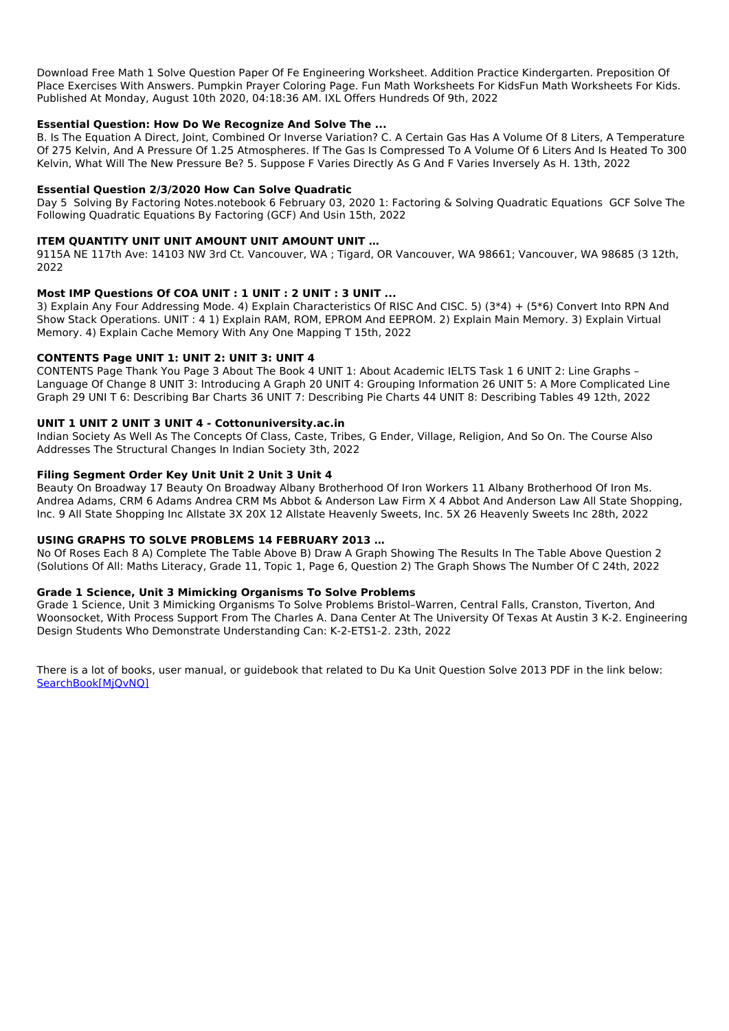Download Free Math 1 Solve Question Paper Of Fe Engineering Worksheet. Addition Practice Kindergarten. Preposition Of Place Exercises With Answers. Pumpkin Prayer Coloring Page. Fun Math Worksheets For KidsFun Math Worksheets For Kids. Published At Monday, August 10th 2020, 04:18:36 AM. IXL Offers Hundreds Of 9th, 2022

**Essential Question: How Do We Recognize And Solve The ...**

B. Is The Equation A Direct, Joint, Combined Or Inverse Variation? C. A Certain Gas Has A Volume Of 8 Liters, A Temperature Of 275 Kelvin, And A Pressure Of 1.25 Atmospheres. If The Gas Is Compressed To A Volume Of 6 Liters And Is Heated To 300 Kelvin, What Will The New Pressure Be? 5. Suppose F Varies Directly As G And F Varies Inversely As H. 13th, 2022

**Essential Question 2/3/2020 How Can Solve Quadratic**

Day 5 Solving By Factoring Notes.notebook 6 February 03, 2020 1: Factoring & Solving Quadratic Equations GCF Solve The Following Quadratic Equations By Factoring (GCF) And Usin 15th, 2022

**ITEM QUANTITY UNIT UNIT AMOUNT UNIT AMOUNT UNIT …**

9115A NE 117th Ave: 14103 NW 3rd Ct. Vancouver, WA ; Tigard, OR Vancouver, WA 98661; Vancouver, WA 98685 (3 12th, 2022

**Most IMP Questions Of COA UNIT : 1 UNIT : 2 UNIT : 3 UNIT ...**

3) Explain Any Four Addressing Mode. 4) Explain Characteristics Of RISC And CISC. 5) (3*4) + (5*6) Convert Into RPN And Show Stack Operations. UNIT : 4 1) Explain RAM, ROM, EPROM And EEPROM. 2) Explain Main Memory. 3) Explain Virtual Memory. 4) Explain Cache Memory With Any One Mapping T 15th, 2022

**CONTENTS Page UNIT 1: UNIT 2: UNIT 3: UNIT 4**

CONTENTS Page Thank You Page 3 About The Book 4 UNIT 1: About Academic IELTS Task 1 6 UNIT 2: Line Graphs – Language Of Change 8 UNIT 3: Introducing A Graph 20 UNIT 4: Grouping Information 26 UNIT 5: A More Complicated Line Graph 29 UNI T 6: Describing Bar Charts 36 UNIT 7: Describing Pie Charts 44 UNIT 8: Describing Tables 49 12th, 2022

**UNIT 1 UNIT 2 UNIT 3 UNIT 4 - Cottonuniversity.ac.in**

Indian Society As Well As The Concepts Of Class, Caste, Tribes, G Ender, Village, Religion, And So On. The Course Also Addresses The Structural Changes In Indian Society 3th, 2022

**Filing Segment Order Key Unit Unit 2 Unit 3 Unit 4**

Beauty On Broadway 17 Beauty On Broadway Albany Brotherhood Of Iron Workers 11 Albany Brotherhood Of Iron Ms. Andrea Adams, CRM 6 Adams Andrea CRM Ms Abbot & Anderson Law Firm X 4 Abbot And Anderson Law All State Shopping, Inc. 9 All State Shopping Inc Allstate 3X 20X 12 Allstate Heavenly Sweets, Inc. 5X 26 Heavenly Sweets Inc 28th, 2022

**USING GRAPHS TO SOLVE PROBLEMS 14 FEBRUARY 2013 …**

No Of Roses Each 8 A) Complete The Table Above B) Draw A Graph Showing The Results In The Table Above Question 2 (Solutions Of All: Maths Literacy, Grade 11, Topic 1, Page 6, Question 2) The Graph Shows The Number Of C 24th, 2022

**Grade 1 Science, Unit 3 Mimicking Organisms To Solve Problems**

Grade 1 Science, Unit 3 Mimicking Organisms To Solve Problems Bristol–Warren, Central Falls, Cranston, Tiverton, And Woonsocket, With Process Support From The Charles A. Dana Center At The University Of Texas At Austin 3 K-2. Engineering Design Students Who Demonstrate Understanding Can: K-2-ETS1-2. 23th, 2022

There is a lot of books, user manual, or guidebook that related to Du Ka Unit Question Solve 2013 PDF in the link below:
SearchBook[MjQvNQ]